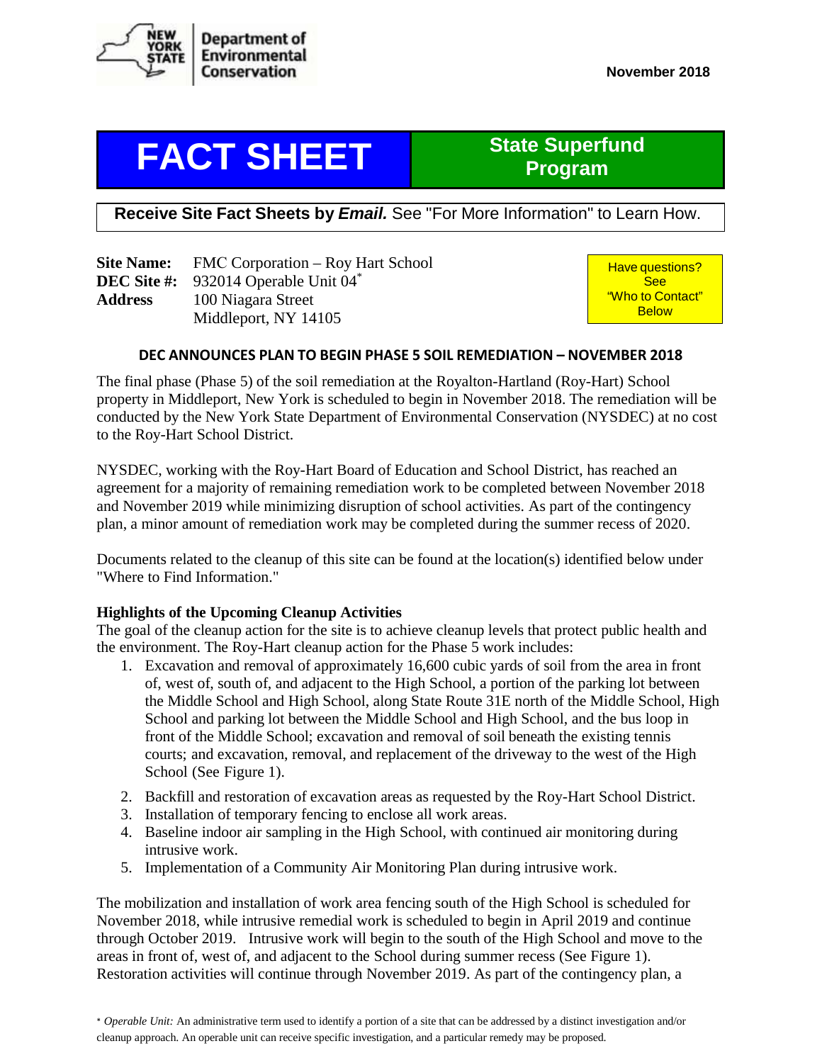November 2018

# FACT SHEET

## State Superfund Program

**Receive Site Fact Sheets by *Email.*** See "For More Information" to Learn How.

**Site Name:** FMC Corporation – Roy Hart School
**DEC Site #:** 932014 Operable Unit 04*
**Address** 100 Niagara Street
Middleport, NY 14105

Have questions? See "Who to Contact" Below

### DEC ANNOUNCES PLAN TO BEGIN PHASE 5 SOIL REMEDIATION – NOVEMBER 2018

The final phase (Phase 5) of the soil remediation at the Royalton-Hartland (Roy-Hart) School property in Middleport, New York is scheduled to begin in November 2018. The remediation will be conducted by the New York State Department of Environmental Conservation (NYSDEC) at no cost to the Roy-Hart School District.

NYSDEC, working with the Roy-Hart Board of Education and School District, has reached an agreement for a majority of remaining remediation work to be completed between November 2018 and November 2019 while minimizing disruption of school activities. As part of the contingency plan, a minor amount of remediation work may be completed during the summer recess of 2020.

Documents related to the cleanup of this site can be found at the location(s) identified below under "Where to Find Information."

**Highlights of the Upcoming Cleanup Activities**

The goal of the cleanup action for the site is to achieve cleanup levels that protect public health and the environment. The Roy-Hart cleanup action for the Phase 5 work includes:

1. Excavation and removal of approximately 16,600 cubic yards of soil from the area in front of, west of, south of, and adjacent to the High School, a portion of the parking lot between the Middle School and High School, along State Route 31E north of the Middle School, High School and parking lot between the Middle School and High School, and the bus loop in front of the Middle School; excavation and removal of soil beneath the existing tennis courts; and excavation, removal, and replacement of the driveway to the west of the High School (See Figure 1).
2. Backfill and restoration of excavation areas as requested by the Roy-Hart School District.
3. Installation of temporary fencing to enclose all work areas.
4. Baseline indoor air sampling in the High School, with continued air monitoring during intrusive work.
5. Implementation of a Community Air Monitoring Plan during intrusive work.

The mobilization and installation of work area fencing south of the High School is scheduled for November 2018, while intrusive remedial work is scheduled to begin in April 2019 and continue through October 2019. Intrusive work will begin to the south of the High School and move to the areas in front of, west of, and adjacent to the School during summer recess (See Figure 1). Restoration activities will continue through November 2019. As part of the contingency plan, a

\* *Operable Unit:* An administrative term used to identify a portion of a site that can be addressed by a distinct investigation and/or cleanup approach. An operable unit can receive specific investigation, and a particular remedy may be proposed.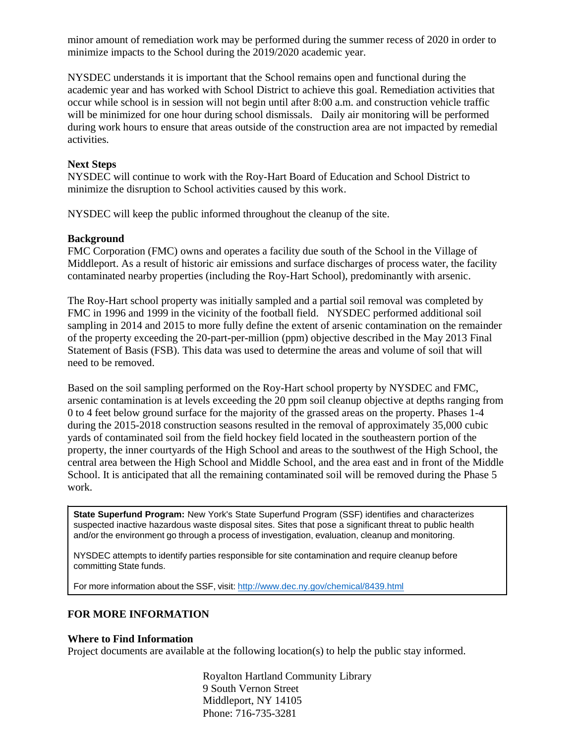minor amount of remediation work may be performed during the summer recess of 2020 in order to minimize impacts to the School during the 2019/2020 academic year.

NYSDEC understands it is important that the School remains open and functional during the academic year and has worked with School District to achieve this goal. Remediation activities that occur while school is in session will not begin until after 8:00 a.m. and construction vehicle traffic will be minimized for one hour during school dismissals. Daily air monitoring will be performed during work hours to ensure that areas outside of the construction area are not impacted by remedial activities.

**Next Steps**

NYSDEC will continue to work with the Roy-Hart Board of Education and School District to minimize the disruption to School activities caused by this work.

NYSDEC will keep the public informed throughout the cleanup of the site.

**Background**

FMC Corporation (FMC) owns and operates a facility due south of the School in the Village of Middleport. As a result of historic air emissions and surface discharges of process water, the facility contaminated nearby properties (including the Roy-Hart School), predominantly with arsenic.

The Roy-Hart school property was initially sampled and a partial soil removal was completed by FMC in 1996 and 1999 in the vicinity of the football field. NYSDEC performed additional soil sampling in 2014 and 2015 to more fully define the extent of arsenic contamination on the remainder of the property exceeding the 20-part-per-million (ppm) objective described in the May 2013 Final Statement of Basis (FSB). This data was used to determine the areas and volume of soil that will need to be removed.

Based on the soil sampling performed on the Roy-Hart school property by NYSDEC and FMC, arsenic contamination is at levels exceeding the 20 ppm soil cleanup objective at depths ranging from 0 to 4 feet below ground surface for the majority of the grassed areas on the property. Phases 1-4 during the 2015-2018 construction seasons resulted in the removal of approximately 35,000 cubic yards of contaminated soil from the field hockey field located in the southeastern portion of the property, the inner courtyards of the High School and areas to the southwest of the High School, the central area between the High School and Middle School, and the area east and in front of the Middle School. It is anticipated that all the remaining contaminated soil will be removed during the Phase 5 work.

> **State Superfund Program:** New York's State Superfund Program (SSF) identifies and characterizes suspected inactive hazardous waste disposal sites. Sites that pose a significant threat to public health and/or the environment go through a process of investigation, evaluation, cleanup and monitoring.
>
> NYSDEC attempts to identify parties responsible for site contamination and require cleanup before committing State funds.
>
> For more information about the SSF, visit: http://www.dec.ny.gov/chemical/8439.html

## FOR MORE INFORMATION

**Where to Find Information**

Project documents are available at the following location(s) to help the public stay informed.

Royalton Hartland Community Library
9 South Vernon Street
Middleport, NY 14105
Phone: 716-735-3281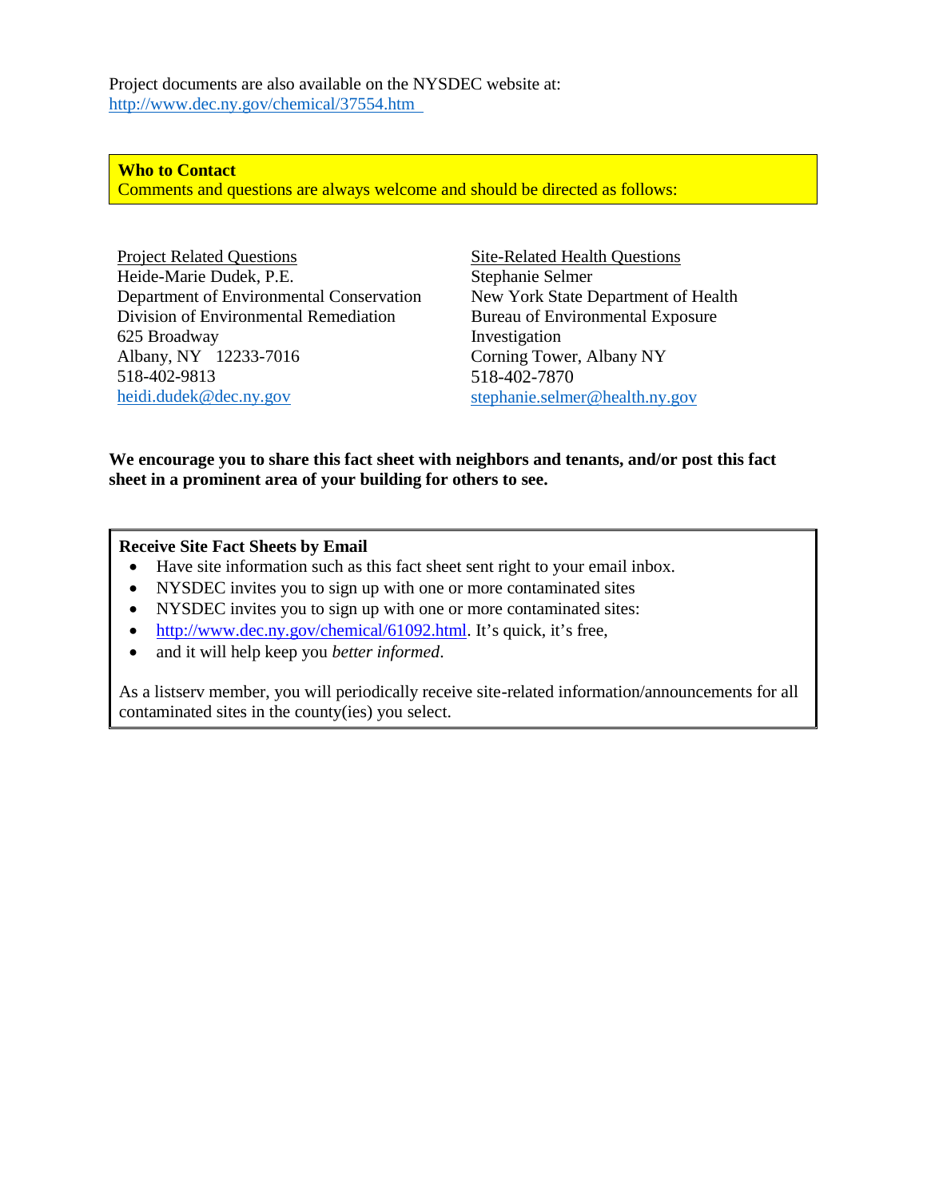Project documents are also available on the NYSDEC website at:
http://www.dec.ny.gov/chemical/37554.htm

**Who to Contact**
Comments and questions are always welcome and should be directed as follows:

Project Related Questions
Heide-Marie Dudek, P.E.
Department of Environmental Conservation
Division of Environmental Remediation
625 Broadway
Albany, NY 12233-7016
518-402-9813
heidi.dudek@dec.ny.gov

Site-Related Health Questions
Stephanie Selmer
New York State Department of Health
Bureau of Environmental Exposure Investigation
Corning Tower, Albany NY
518-402-7870
stephanie.selmer@health.ny.gov

**We encourage you to share this fact sheet with neighbors and tenants, and/or post this fact sheet in a prominent area of your building for others to see.**

**Receive Site Fact Sheets by Email**

- Have site information such as this fact sheet sent right to your email inbox.
- NYSDEC invites you to sign up with one or more contaminated sites
- NYSDEC invites you to sign up with one or more contaminated sites:
- http://www.dec.ny.gov/chemical/61092.html. It's quick, it's free,
- and it will help keep you *better informed*.

As a listserv member, you will periodically receive site-related information/announcements for all contaminated sites in the county(ies) you select.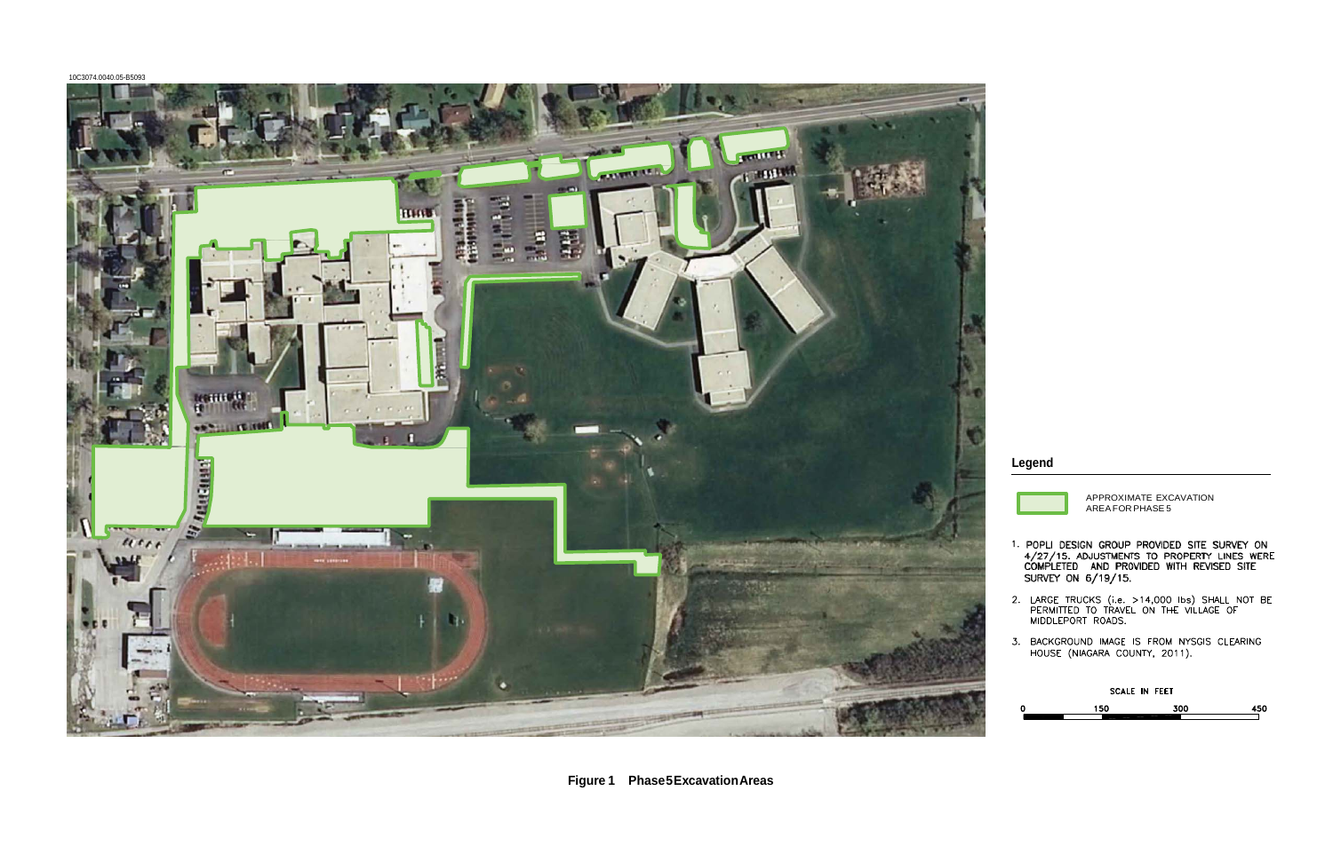10C3074.0040.05-B5093

**Legend**

APPROXIMATE EXCAVATION AREA FOR PHASE 5

1. POPLI DESIGN GROUP PROVIDED SITE SURVEY ON 4/27/15. ADJUSTMENTS TO PROPERTY LINES WERE COMPLETED AND PROVIDED WITH REVISED SITE SURVEY ON 6/19/15.
2. LARGE TRUCKS (i.e. >14,000 lbs) SHALL NOT BE PERMITTED TO TRAVEL ON THE VILLAGE OF MIDDLEPORT ROADS.
3. BACKGROUND IMAGE IS FROM NYSGIS CLEARING HOUSE (NIAGARA COUNTY, 2011).

SCALE IN FEET

0 150 300 450

**Figure 1 Phase 5 Excavation Areas**